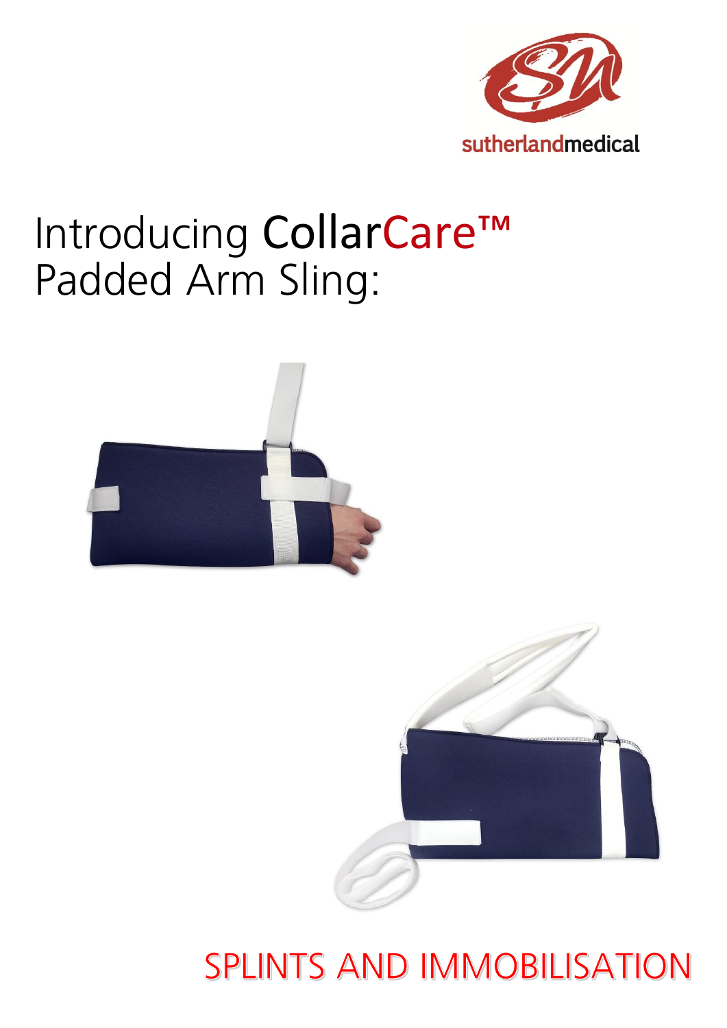sutherlandmedical

# Introducing CollarCare™ Padded Arm Sling:

SPLINTS AND IMMOBILISATION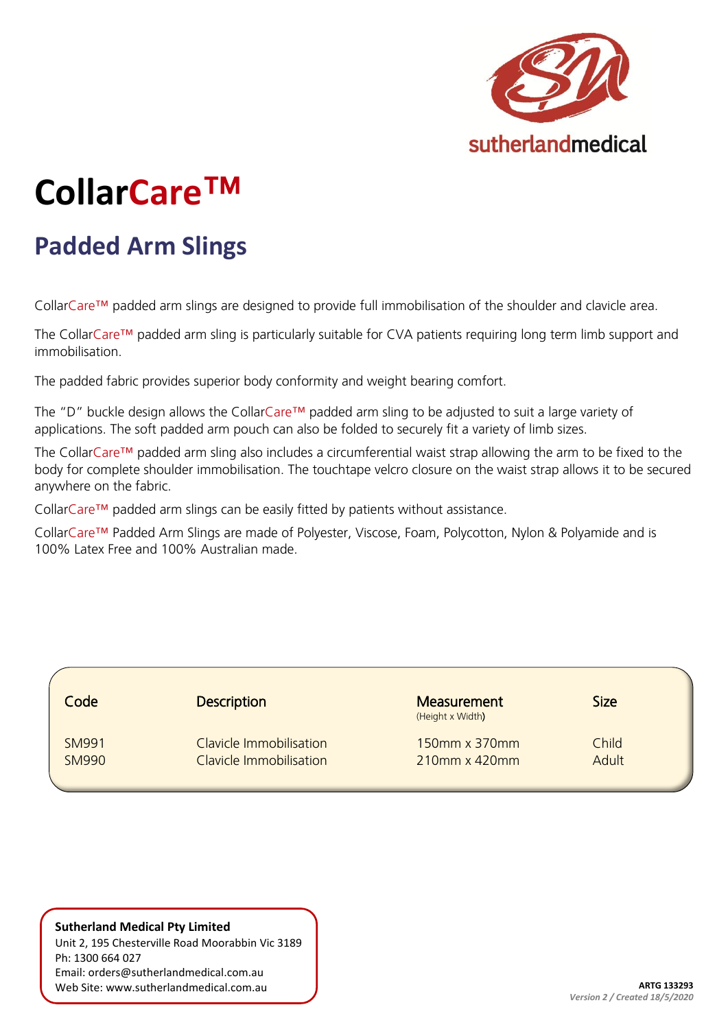sutherlandmedical

# CollarCare™

## Padded Arm Slings

CollarCare™ padded arm slings are designed to provide full immobilisation of the shoulder and clavicle area.

The CollarCare™ padded arm sling is particularly suitable for CVA patients requiring long term limb support and immobilisation.

The padded fabric provides superior body conformity and weight bearing comfort.

The "D" buckle design allows the CollarCare™ padded arm sling to be adjusted to suit a large variety of applications. The soft padded arm pouch can also be folded to securely fit a variety of limb sizes.

The CollarCare™ padded arm sling also includes a circumferential waist strap allowing the arm to be fixed to the body for complete shoulder immobilisation. The touchtape velcro closure on the waist strap allows it to be secured anywhere on the fabric.

CollarCare™ padded arm slings can be easily fitted by patients without assistance.

CollarCare™ Padded Arm Slings are made of Polyester, Viscose, Foam, Polycotton, Nylon & Polyamide and is 100% Latex Free and 100% Australian made.

| Code | Description | Measurement (Height x Width) | Size |
|---|---|---|---|
| SM991 | Clavicle Immobilisation | 150mm x 370mm | Child |
| SM990 | Clavicle Immobilisation | 210mm x 420mm | Adult |

**Sutherland Medical Pty Limited**
Unit 2, 195 Chesterville Road Moorabbin Vic 3189
Ph: 1300 664 027
Email: orders@sutherlandmedical.com.au
Web Site: www.sutherlandmedical.com.au

**ARTG 133293**
*Version 2 / Created 18/5/2020*